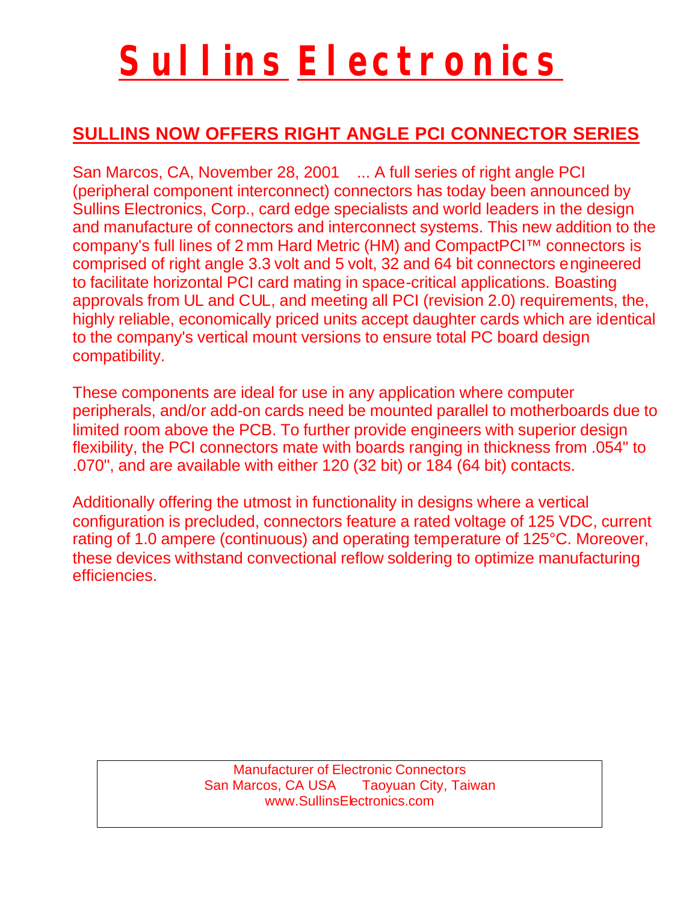# Sullins Electronics

## SULLINS NOW OFFERS RIGHT ANGLE PCI CONNECTOR SERIES

San Marcos, CA, November 28, 2001 ... A full series of right angle PCI (peripheral component interconnect) connectors has today been announced by Sullins Electronics, Corp., card edge specialists and world leaders in the design and manufacture of connectors and interconnect systems. This new addition to the company's full lines of 2 mm Hard Metric (HM) and CompactPCI™ connectors is comprised of right angle 3.3 volt and 5 volt, 32 and 64 bit connectors engineered to facilitate horizontal PCI card mating in space-critical applications. Boasting approvals from UL and CUL, and meeting all PCI (revision 2.0) requirements, the, highly reliable, economically priced units accept daughter cards which are identical to the company's vertical mount versions to ensure total PC board design compatibility.

These components are ideal for use in any application where computer peripherals, and/or add-on cards need be mounted parallel to motherboards due to limited room above the PCB. To further provide engineers with superior design flexibility, the PCI connectors mate with boards ranging in thickness from .054" to .070", and are available with either 120 (32 bit) or 184 (64 bit) contacts.

Additionally offering the utmost in functionality in designs where a vertical configuration is precluded, connectors feature a rated voltage of 125 VDC, current rating of 1.0 ampere (continuous) and operating temperature of 125°C. Moreover, these devices withstand convectional reflow soldering to optimize manufacturing efficiencies.

Manufacturer of Electronic Connectors
San Marcos, CA USA    Taoyuan City, Taiwan
www.SullinsElectronics.com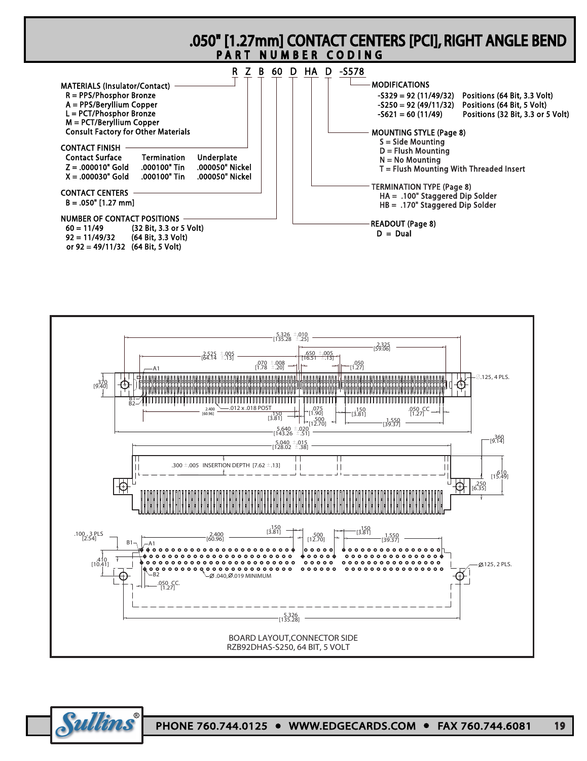# .050" [1.27mm] CONTACT CENTERS [PCI], RIGHT ANGLE BEND

## PART NUMBER CODING

**R Z B 60 D HA D -S578**

**MATERIALS (Insulator/Contact)**
- R = PPS/Phosphor Bronze
- A = PPS/Beryllium Copper
- L = PCT/Phosphor Bronze
- M = PCT/Beryllium Copper
- Consult Factory for Other Materials

**CONTACT FINISH**

| | Contact Surface | Termination | Underplate |
|---|---|---|---|
| Z = | .000010" Gold | .000100" Tin | .000050" Nickel |
| X = | .000030" Gold | .000100" Tin | .000050" Nickel |

**CONTACT CENTERS**
- B = .050" [1.27 mm]

**NUMBER OF CONTACT POSITIONS**
- 60 = 11/49 (32 Bit, 3.3 or 5 Volt)
- 92 = 11/49/32 (64 Bit, 3.3 Volt)
- or 92 = 49/11/32 (64 Bit, 5 Volt)

**MODIFICATIONS**
- -S329 = 92 (11/49/32) Positions (64 Bit, 3.3 Volt)
- -S250 = 92 (49/11/32) Positions (64 Bit, 5 Volt)
- -S621 = 60 (11/49) Positions (32 Bit, 3.3 or 5 Volt)

**MOUNTING STYLE (Page 8)**
- S = Side Mounting
- D = Flush Mounting
- N = No Mounting
- T = Flush Mounting With Threaded Insert

**TERMINATION TYPE (Page 8)**
- HA = .100" Staggered Dip Solder
- HB = .170" Staggered Dip Solder

**READOUT (Page 8)**
- D = Dual

5.326 ±.010 [135.28 ±.25]; 2.525 ±.005 [64.14 ±.13]; .650 ±.005 [16.51 ±.13]; 2.325 [59.06]; .070 ±.008 [1.78 ±.20]; .050 [1.27]; .370 [9.40]; A1; B1; B2; Ø.125, 4 PLS.; 2.400 [60.96]; .012 x .018 POST; .150 [3.81]; .075 [1.90]; .500 [12.70]; .150 [3.81]; 1.550 [39.37]; .050 CC [1.27]; 5.640 ±.020 [143.26 ±.51]

5.040 ±.015 [128.02 ±.38]; .360 [9.14]; .300 ±.005 INSERTION DEPTH [7.62 ±.13]; .610 [15.49]; .250 [6.35]

.100, 3 PLS [2.54]; 2.400 [60.96]; .150 [3.81]; .500 [12.70]; .150 [3.81]; 1.550 [39.37]; B1; A1; .410 [10.41]; Ø.125, 2 PLS.; B2; Ø.040,Ø.019 MINIMUM; .050 CC. [1.27]; 5.326 [135.28]

BOARD LAYOUT,CONNECTOR SIDE
RZB92DHAS-S250, 64 BIT, 5 VOLT

Sullins® PHONE 760.744.0125 • WWW.EDGECARDS.COM • FAX 760.744.6081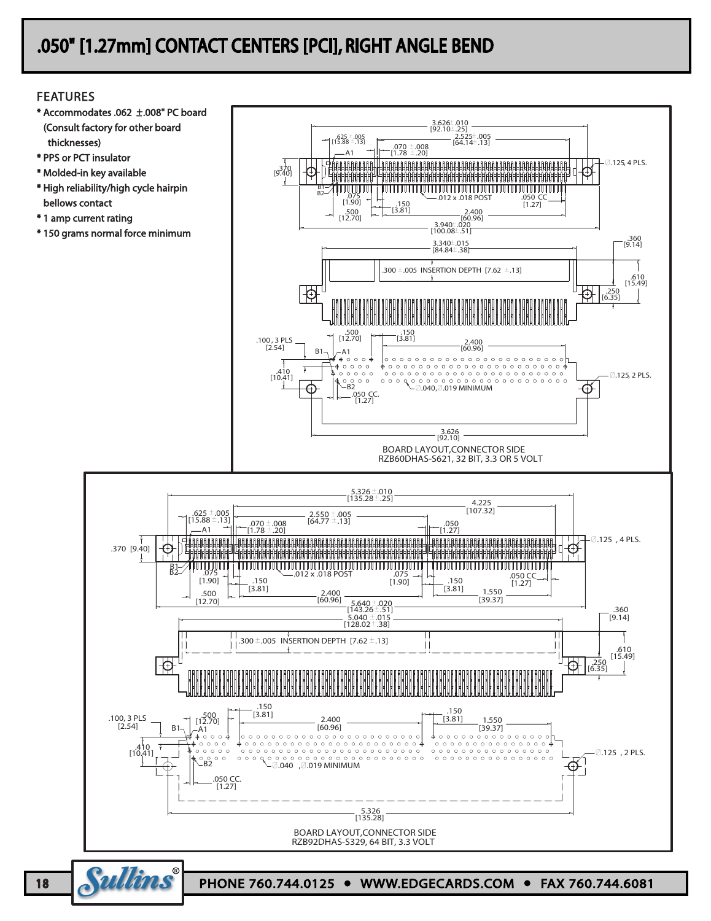# .050" [1.27mm] CONTACT CENTERS [PCI], RIGHT ANGLE BEND

## FEATURES

- Accommodates .062 ±.008" PC board (Consult factory for other board thicknesses)
- PPS or PCT insulator
- Molded-in key available
- High reliability/high cycle hairpin bellows contact
- 1 amp current rating
- 150 grams normal force minimum

3.626±.010 [92.10±.25]
.625±.005 [15.88±.13]
2.525±.005 [64.14±.13]
.070±.008 [1.78±.20]
A1
.370 [9.40]
Ø.125, 4 PLS.
B1
B2
.075 [1.90]
.012 x .018 POST
.050 CC [1.27]
.150 [3.81]
.500 [12.70]
2.400 [60.96]
3.940±.020 [100.08±.51]
3.340±.015 [84.84±.38]
.360 [9.14]
.300±.005 INSERTION DEPTH [7.62±.13]
.610 [15.49]
.250 [6.35]
.500 [12.70]
.150 [3.81]
.100, 3 PLS [2.54]
2.400 [60.96]
B1
A1
.410 [10.41]
Ø.125, 2 PLS.
B2
Ø.040, Ø.019 MINIMUM
.050 CC. [1.27]
3.626 [92.10]

BOARD LAYOUT, CONNECTOR SIDE
RZB60DHAS-S621, 32 BIT, 3.3 OR 5 VOLT

5.326±.010 [135.28±.25]
4.225 [107.32]
.625±.005 [15.88±.13]
2.550±.005 [64.77±.13]
.070±.008 [1.78±.20]
.050 [1.27]
A1
.370 [9.40]
Ø.125, 4 PLS.
B1
B2
.075 [1.90]
.012 x .018 POST
.075 [1.90]
.050 CC [1.27]
.150 [3.81]
.150 [3.81]
.500 [12.70]
2.400 [60.96]
1.550 [39.37]
5.640±.020 [143.26±.51]
5.040±.015 [128.02±.38]
.360 [9.14]
.300±.005 INSERTION DEPTH [7.62±.13]
.610 [15.49]
.250 [6.35]
.150 [3.81]
.150 [3.81]
.100, 3 PLS [2.54]
.500 [12.70]
2.400 [60.96]
1.550 [39.37]
B1
A1
.410 [10.41]
Ø.125, 2 PLS.
B2
Ø.040, Ø.019 MINIMUM
.050 CC. [1.27]
5.326 [135.28]

BOARD LAYOUT, CONNECTOR SIDE
RZB92DHAS-S329, 64 BIT, 3.3 VOLT

Sullins®

PHONE 760.744.0125 • WWW.EDGECARDS.COM • FAX 760.744.6081